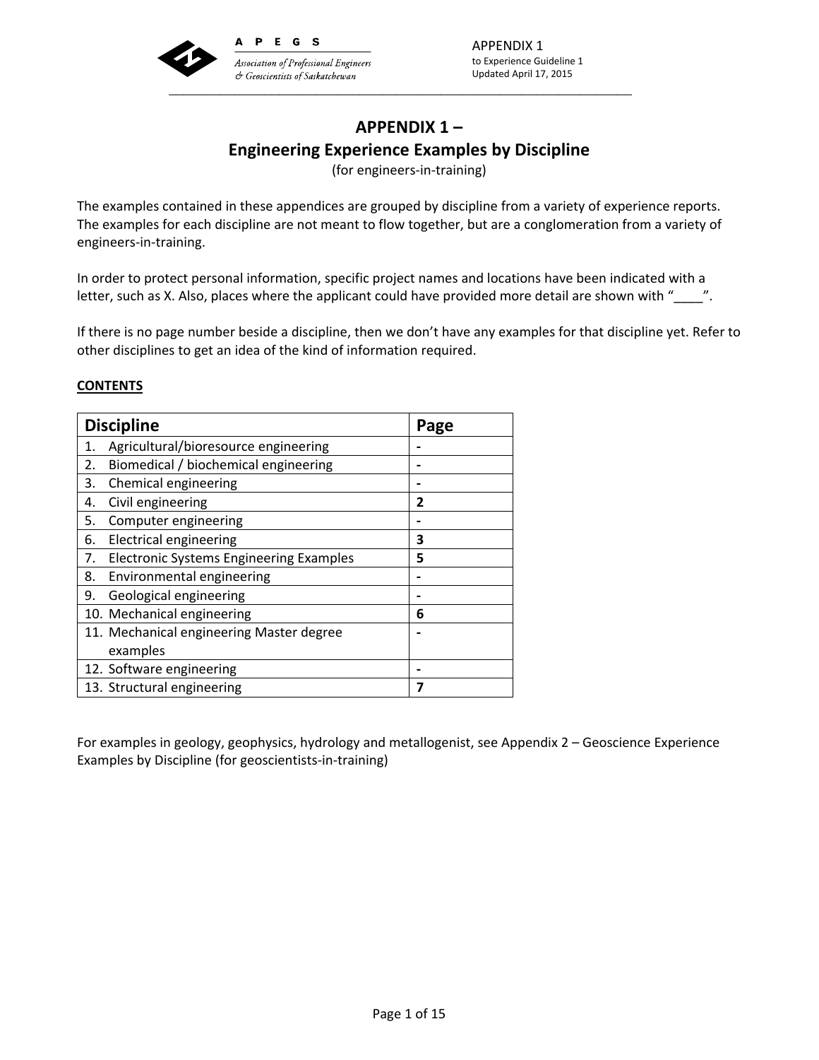# APPENDIX 1 –
## Engineering Experience Examples by Discipline

(for engineers-in-training)

The examples contained in these appendices are grouped by discipline from a variety of experience reports. The examples for each discipline are not meant to flow together, but are a conglomeration from a variety of engineers-in-training.

In order to protect personal information, specific project names and locations have been indicated with a letter, such as X. Also, places where the applicant could have provided more detail are shown with "____".

If there is no page number beside a discipline, then we don't have any examples for that discipline yet. Refer to other disciplines to get an idea of the kind of information required.

**CONTENTS**

| Discipline | Page |
|---|---|
| 1. Agricultural/bioresource engineering | **-** |
| 2. Biomedical / biochemical engineering | **-** |
| 3. Chemical engineering | **-** |
| 4. Civil engineering | **2** |
| 5. Computer engineering | **-** |
| 6. Electrical engineering | **3** |
| 7. Electronic Systems Engineering Examples | **5** |
| 8. Environmental engineering | **-** |
| 9. Geological engineering | **-** |
| 10. Mechanical engineering | **6** |
| 11. Mechanical engineering Master degree examples | **-** |
| 12. Software engineering | **-** |
| 13. Structural engineering | **7** |

For examples in geology, geophysics, hydrology and metallogenist, see Appendix 2 – Geoscience Experience Examples by Discipline (for geoscientists-in-training)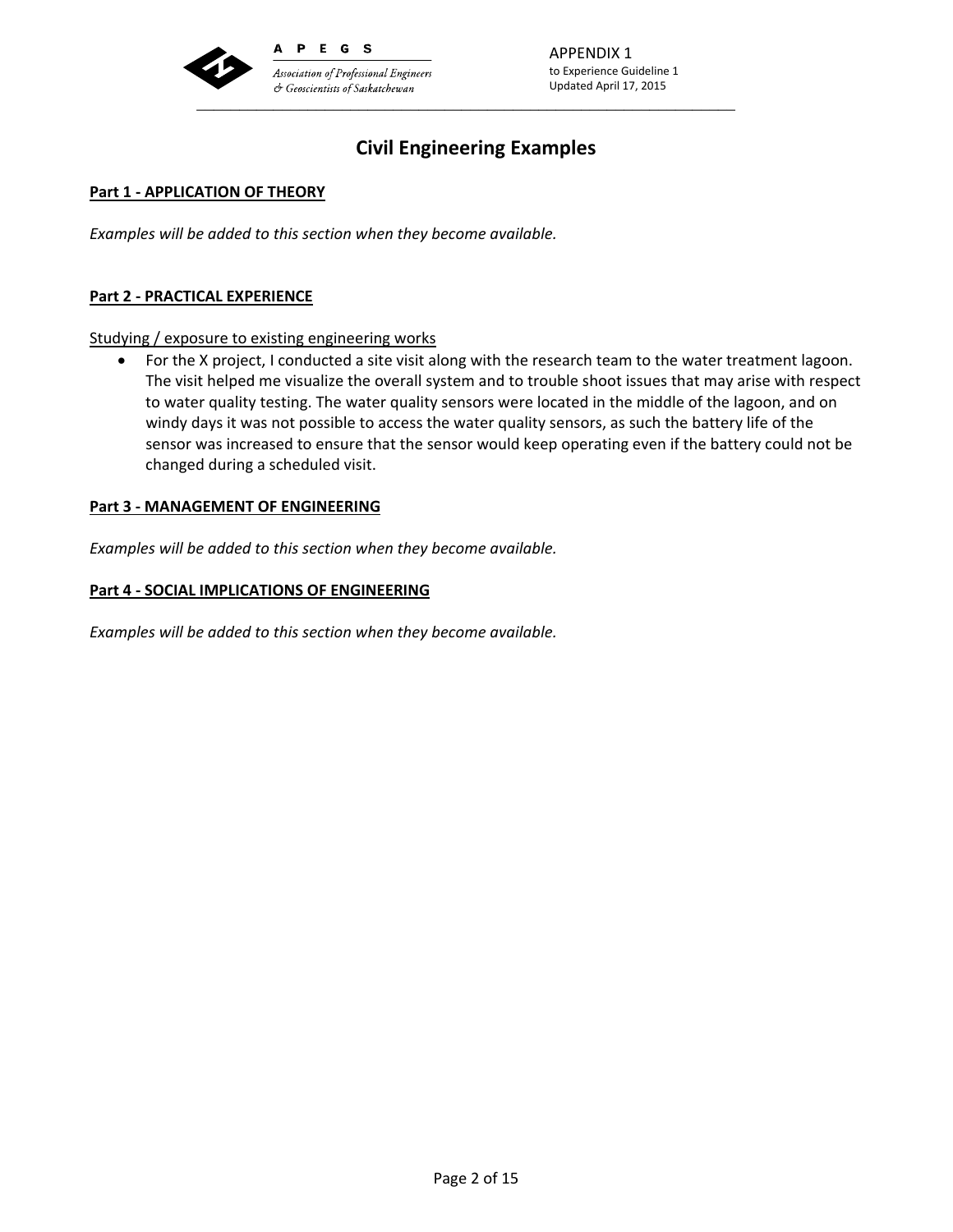# Civil Engineering Examples

**Part 1 - APPLICATION OF THEORY**

*Examples will be added to this section when they become available.*

**Part 2 - PRACTICAL EXPERIENCE**

Studying / exposure to existing engineering works

- For the X project, I conducted a site visit along with the research team to the water treatment lagoon. The visit helped me visualize the overall system and to trouble shoot issues that may arise with respect to water quality testing. The water quality sensors were located in the middle of the lagoon, and on windy days it was not possible to access the water quality sensors, as such the battery life of the sensor was increased to ensure that the sensor would keep operating even if the battery could not be changed during a scheduled visit.

**Part 3 - MANAGEMENT OF ENGINEERING**

*Examples will be added to this section when they become available.*

**Part 4 - SOCIAL IMPLICATIONS OF ENGINEERING**

*Examples will be added to this section when they become available.*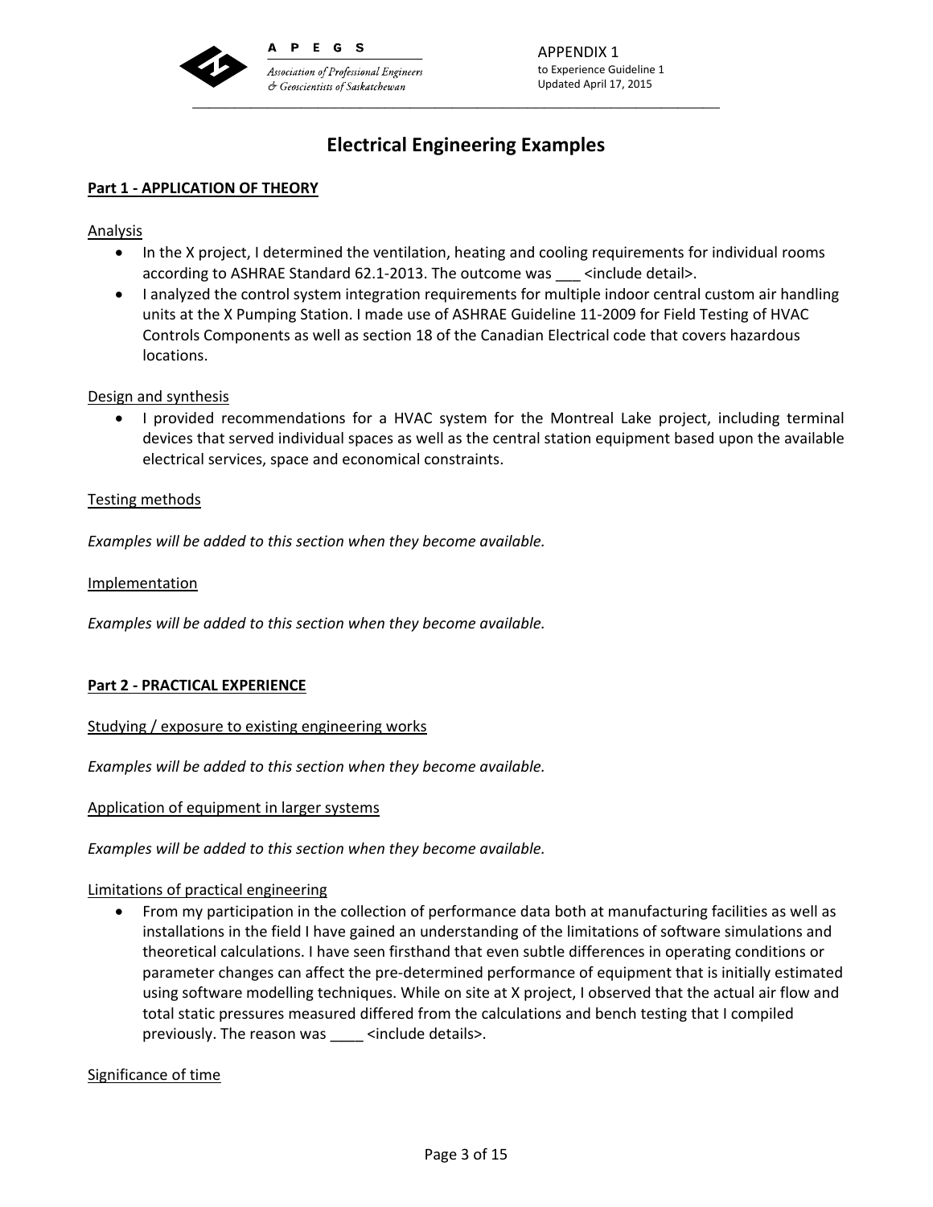# Electrical Engineering Examples

## Part 1 - APPLICATION OF THEORY

### Analysis

- In the X project, I determined the ventilation, heating and cooling requirements for individual rooms according to ASHRAE Standard 62.1-2013. The outcome was ___ <include detail>.
- I analyzed the control system integration requirements for multiple indoor central custom air handling units at the X Pumping Station. I made use of ASHRAE Guideline 11-2009 for Field Testing of HVAC Controls Components as well as section 18 of the Canadian Electrical code that covers hazardous locations.

### Design and synthesis

- I provided recommendations for a HVAC system for the Montreal Lake project, including terminal devices that served individual spaces as well as the central station equipment based upon the available electrical services, space and economical constraints.

### Testing methods

*Examples will be added to this section when they become available.*

### Implementation

*Examples will be added to this section when they become available.*

## Part 2 - PRACTICAL EXPERIENCE

### Studying / exposure to existing engineering works

*Examples will be added to this section when they become available.*

### Application of equipment in larger systems

*Examples will be added to this section when they become available.*

### Limitations of practical engineering

- From my participation in the collection of performance data both at manufacturing facilities as well as installations in the field I have gained an understanding of the limitations of software simulations and theoretical calculations. I have seen firsthand that even subtle differences in operating conditions or parameter changes can affect the pre-determined performance of equipment that is initially estimated using software modelling techniques. While on site at X project, I observed that the actual air flow and total static pressures measured differed from the calculations and bench testing that I compiled previously. The reason was ____ <include details>.

### Significance of time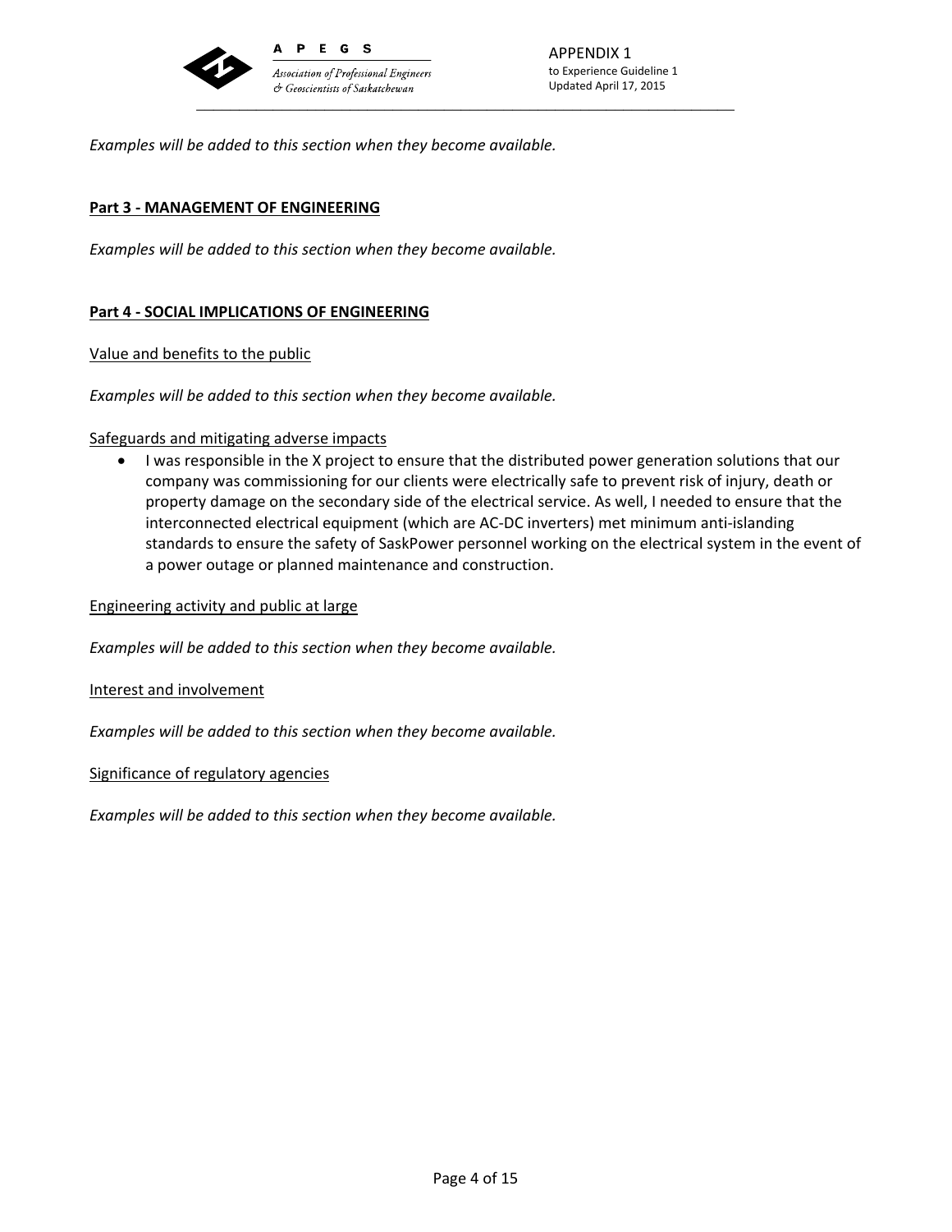*Examples will be added to this section when they become available.*

## Part 3 - MANAGEMENT OF ENGINEERING

*Examples will be added to this section when they become available.*

## Part 4 - SOCIAL IMPLICATIONS OF ENGINEERING

### Value and benefits to the public

*Examples will be added to this section when they become available.*

### Safeguards and mitigating adverse impacts

- I was responsible in the X project to ensure that the distributed power generation solutions that our company was commissioning for our clients were electrically safe to prevent risk of injury, death or property damage on the secondary side of the electrical service. As well, I needed to ensure that the interconnected electrical equipment (which are AC-DC inverters) met minimum anti-islanding standards to ensure the safety of SaskPower personnel working on the electrical system in the event of a power outage or planned maintenance and construction.

### Engineering activity and public at large

*Examples will be added to this section when they become available.*

### Interest and involvement

*Examples will be added to this section when they become available.*

### Significance of regulatory agencies

*Examples will be added to this section when they become available.*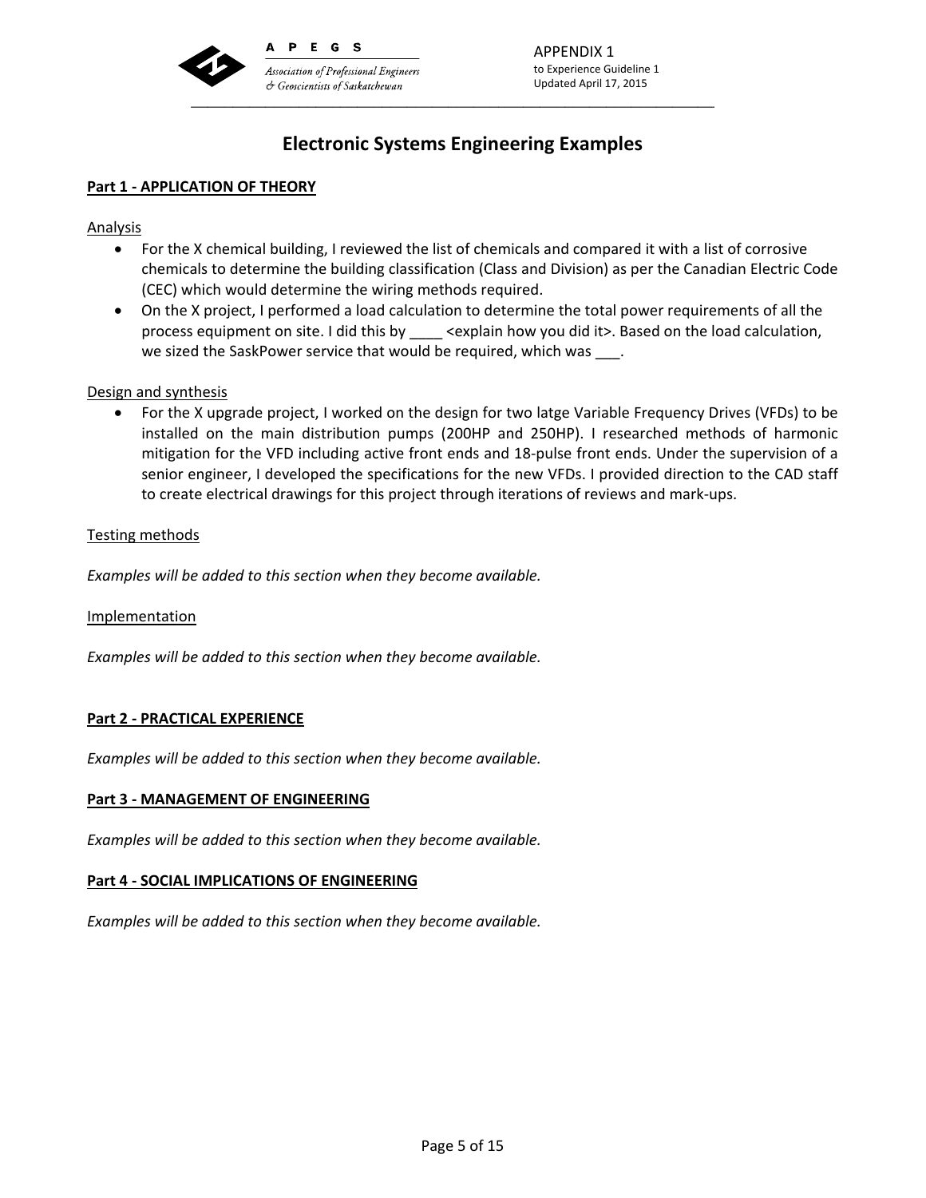# Electronic Systems Engineering Examples

**Part 1 - APPLICATION OF THEORY**

Analysis

- For the X chemical building, I reviewed the list of chemicals and compared it with a list of corrosive chemicals to determine the building classification (Class and Division) as per the Canadian Electric Code (CEC) which would determine the wiring methods required.
- On the X project, I performed a load calculation to determine the total power requirements of all the process equipment on site. I did this by ____ <explain how you did it>. Based on the load calculation, we sized the SaskPower service that would be required, which was ___.

Design and synthesis

- For the X upgrade project, I worked on the design for two latge Variable Frequency Drives (VFDs) to be installed on the main distribution pumps (200HP and 250HP). I researched methods of harmonic mitigation for the VFD including active front ends and 18-pulse front ends. Under the supervision of a senior engineer, I developed the specifications for the new VFDs. I provided direction to the CAD staff to create electrical drawings for this project through iterations of reviews and mark-ups.

Testing methods

*Examples will be added to this section when they become available.*

Implementation

*Examples will be added to this section when they become available.*

**Part 2 - PRACTICAL EXPERIENCE**

*Examples will be added to this section when they become available.*

**Part 3 - MANAGEMENT OF ENGINEERING**

*Examples will be added to this section when they become available.*

**Part 4 - SOCIAL IMPLICATIONS OF ENGINEERING**

*Examples will be added to this section when they become available.*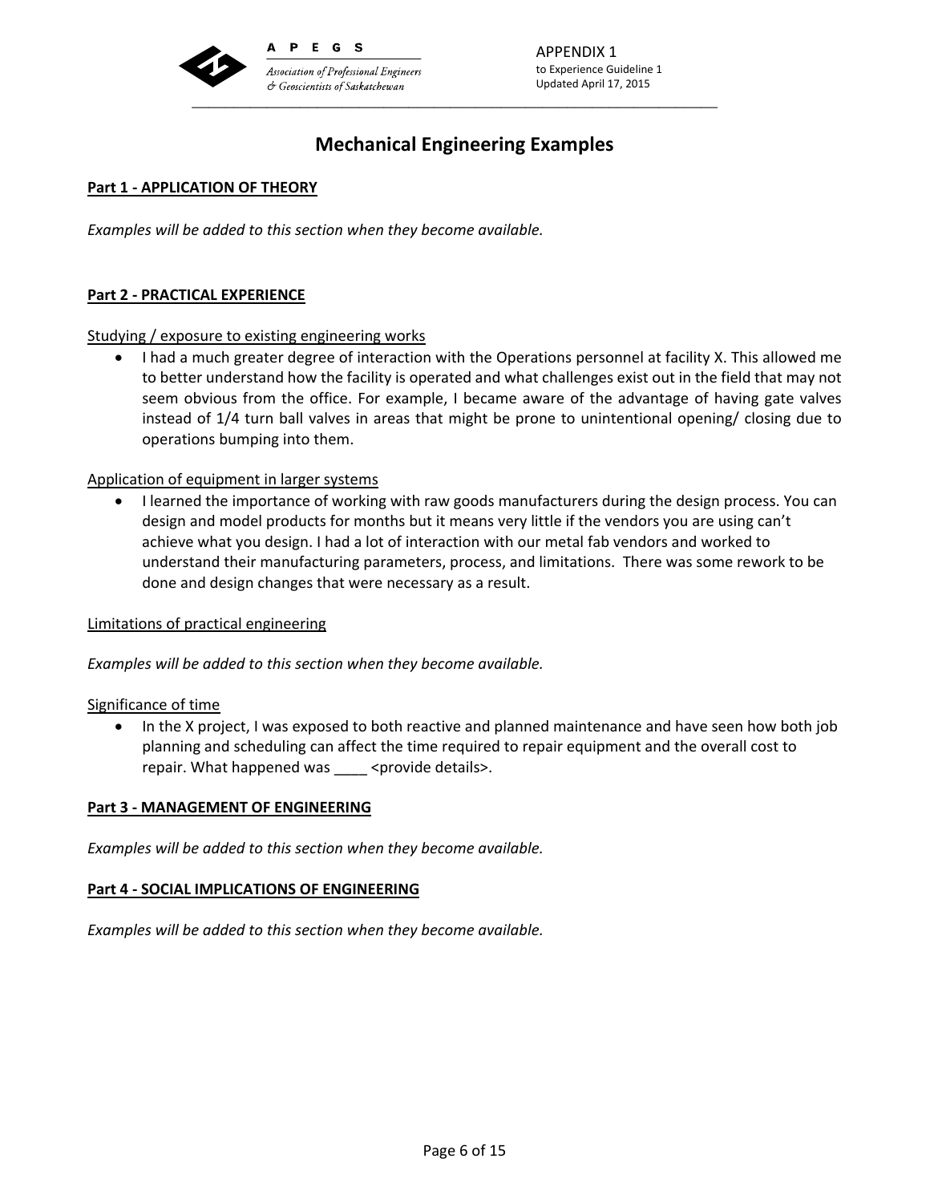# Mechanical Engineering Examples

**Part 1 - APPLICATION OF THEORY**

*Examples will be added to this section when they become available.*

**Part 2 - PRACTICAL EXPERIENCE**

Studying / exposure to existing engineering works

- I had a much greater degree of interaction with the Operations personnel at facility X. This allowed me to better understand how the facility is operated and what challenges exist out in the field that may not seem obvious from the office. For example, I became aware of the advantage of having gate valves instead of 1/4 turn ball valves in areas that might be prone to unintentional opening/ closing due to operations bumping into them.

Application of equipment in larger systems

- I learned the importance of working with raw goods manufacturers during the design process. You can design and model products for months but it means very little if the vendors you are using can't achieve what you design. I had a lot of interaction with our metal fab vendors and worked to understand their manufacturing parameters, process, and limitations. There was some rework to be done and design changes that were necessary as a result.

Limitations of practical engineering

*Examples will be added to this section when they become available.*

Significance of time

- In the X project, I was exposed to both reactive and planned maintenance and have seen how both job planning and scheduling can affect the time required to repair equipment and the overall cost to repair. What happened was ____ <provide details>.

**Part 3 - MANAGEMENT OF ENGINEERING**

*Examples will be added to this section when they become available.*

**Part 4 - SOCIAL IMPLICATIONS OF ENGINEERING**

*Examples will be added to this section when they become available.*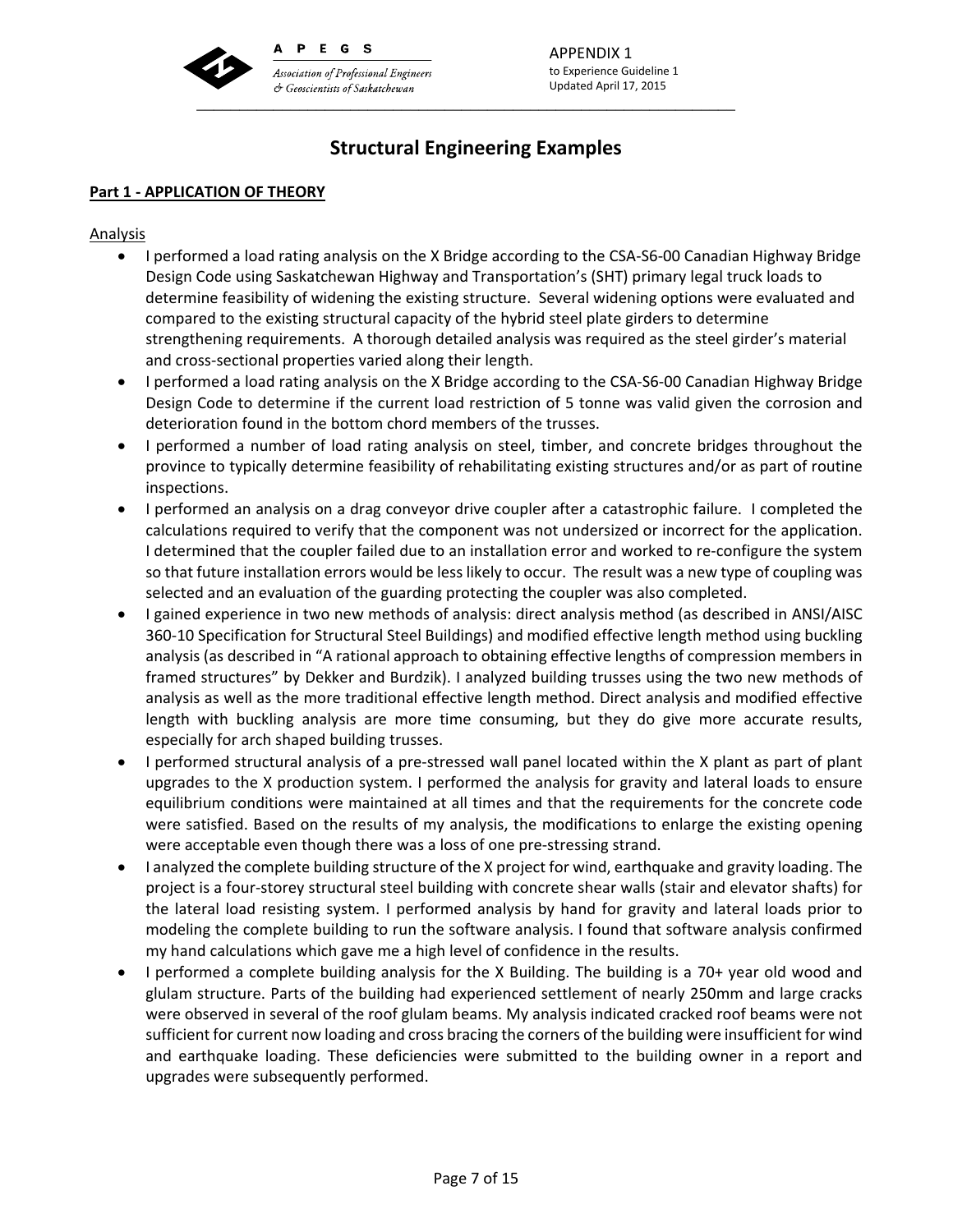## Structural Engineering Examples

**Part 1 - APPLICATION OF THEORY**

Analysis

- I performed a load rating analysis on the X Bridge according to the CSA-S6-00 Canadian Highway Bridge Design Code using Saskatchewan Highway and Transportation's (SHT) primary legal truck loads to determine feasibility of widening the existing structure. Several widening options were evaluated and compared to the existing structural capacity of the hybrid steel plate girders to determine strengthening requirements. A thorough detailed analysis was required as the steel girder's material and cross-sectional properties varied along their length.
- I performed a load rating analysis on the X Bridge according to the CSA-S6-00 Canadian Highway Bridge Design Code to determine if the current load restriction of 5 tonne was valid given the corrosion and deterioration found in the bottom chord members of the trusses.
- I performed a number of load rating analysis on steel, timber, and concrete bridges throughout the province to typically determine feasibility of rehabilitating existing structures and/or as part of routine inspections.
- I performed an analysis on a drag conveyor drive coupler after a catastrophic failure. I completed the calculations required to verify that the component was not undersized or incorrect for the application. I determined that the coupler failed due to an installation error and worked to re-configure the system so that future installation errors would be less likely to occur. The result was a new type of coupling was selected and an evaluation of the guarding protecting the coupler was also completed.
- I gained experience in two new methods of analysis: direct analysis method (as described in ANSI/AISC 360-10 Specification for Structural Steel Buildings) and modified effective length method using buckling analysis (as described in "A rational approach to obtaining effective lengths of compression members in framed structures" by Dekker and Burdzik). I analyzed building trusses using the two new methods of analysis as well as the more traditional effective length method. Direct analysis and modified effective length with buckling analysis are more time consuming, but they do give more accurate results, especially for arch shaped building trusses.
- I performed structural analysis of a pre-stressed wall panel located within the X plant as part of plant upgrades to the X production system. I performed the analysis for gravity and lateral loads to ensure equilibrium conditions were maintained at all times and that the requirements for the concrete code were satisfied. Based on the results of my analysis, the modifications to enlarge the existing opening were acceptable even though there was a loss of one pre-stressing strand.
- I analyzed the complete building structure of the X project for wind, earthquake and gravity loading. The project is a four-storey structural steel building with concrete shear walls (stair and elevator shafts) for the lateral load resisting system. I performed analysis by hand for gravity and lateral loads prior to modeling the complete building to run the software analysis. I found that software analysis confirmed my hand calculations which gave me a high level of confidence in the results.
- I performed a complete building analysis for the X Building. The building is a 70+ year old wood and glulam structure. Parts of the building had experienced settlement of nearly 250mm and large cracks were observed in several of the roof glulam beams. My analysis indicated cracked roof beams were not sufficient for current now loading and cross bracing the corners of the building were insufficient for wind and earthquake loading. These deficiencies were submitted to the building owner in a report and upgrades were subsequently performed.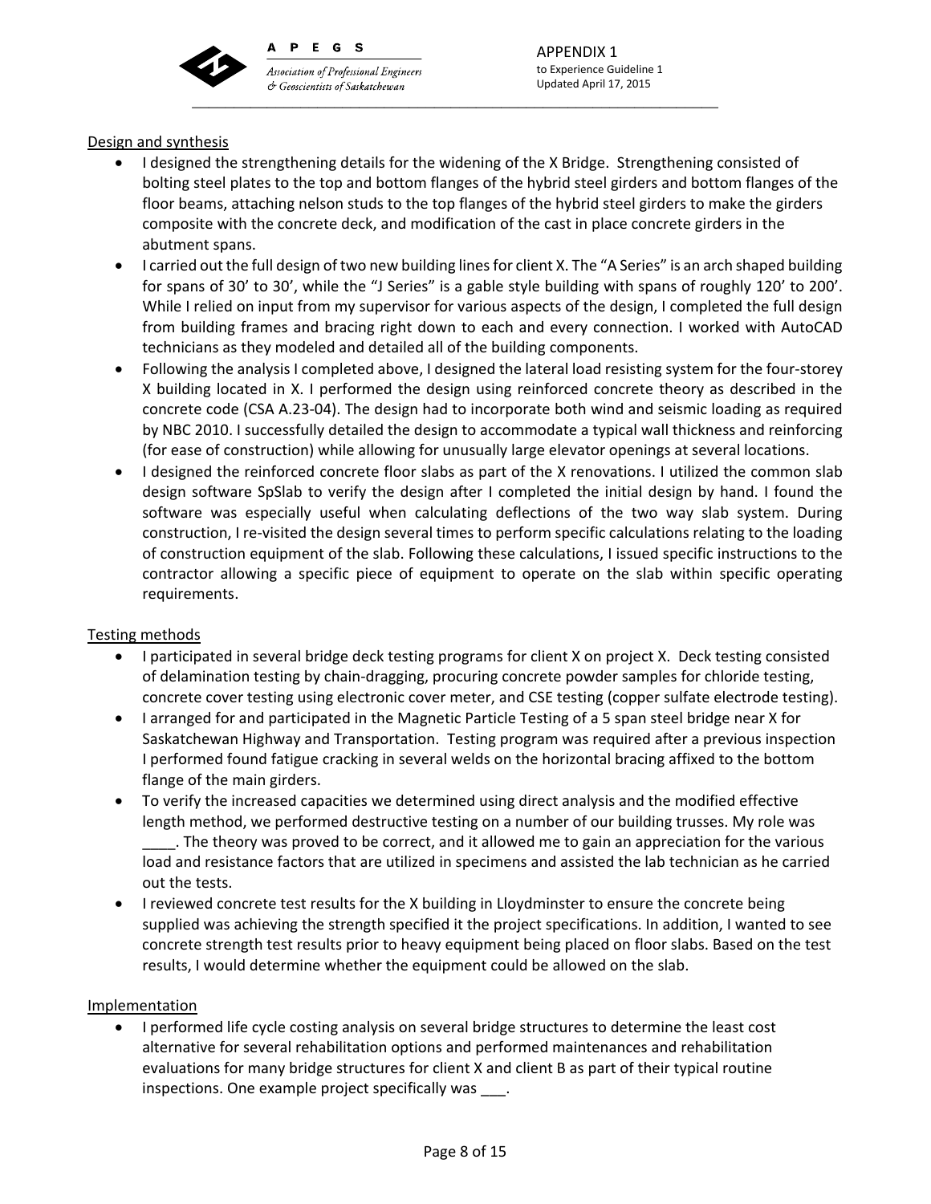Design and synthesis

- I designed the strengthening details for the widening of the X Bridge. Strengthening consisted of bolting steel plates to the top and bottom flanges of the hybrid steel girders and bottom flanges of the floor beams, attaching nelson studs to the top flanges of the hybrid steel girders to make the girders composite with the concrete deck, and modification of the cast in place concrete girders in the abutment spans.
- I carried out the full design of two new building lines for client X. The "A Series" is an arch shaped building for spans of 30' to 30', while the "J Series" is a gable style building with spans of roughly 120' to 200'. While I relied on input from my supervisor for various aspects of the design, I completed the full design from building frames and bracing right down to each and every connection. I worked with AutoCAD technicians as they modeled and detailed all of the building components.
- Following the analysis I completed above, I designed the lateral load resisting system for the four-storey X building located in X. I performed the design using reinforced concrete theory as described in the concrete code (CSA A.23-04). The design had to incorporate both wind and seismic loading as required by NBC 2010. I successfully detailed the design to accommodate a typical wall thickness and reinforcing (for ease of construction) while allowing for unusually large elevator openings at several locations.
- I designed the reinforced concrete floor slabs as part of the X renovations. I utilized the common slab design software SpSlab to verify the design after I completed the initial design by hand. I found the software was especially useful when calculating deflections of the two way slab system. During construction, I re-visited the design several times to perform specific calculations relating to the loading of construction equipment of the slab. Following these calculations, I issued specific instructions to the contractor allowing a specific piece of equipment to operate on the slab within specific operating requirements.

Testing methods

- I participated in several bridge deck testing programs for client X on project X. Deck testing consisted of delamination testing by chain-dragging, procuring concrete powder samples for chloride testing, concrete cover testing using electronic cover meter, and CSE testing (copper sulfate electrode testing).
- I arranged for and participated in the Magnetic Particle Testing of a 5 span steel bridge near X for Saskatchewan Highway and Transportation. Testing program was required after a previous inspection I performed found fatigue cracking in several welds on the horizontal bracing affixed to the bottom flange of the main girders.
- To verify the increased capacities we determined using direct analysis and the modified effective length method, we performed destructive testing on a number of our building trusses. My role was ____. The theory was proved to be correct, and it allowed me to gain an appreciation for the various load and resistance factors that are utilized in specimens and assisted the lab technician as he carried out the tests.
- I reviewed concrete test results for the X building in Lloydminster to ensure the concrete being supplied was achieving the strength specified it the project specifications. In addition, I wanted to see concrete strength test results prior to heavy equipment being placed on floor slabs. Based on the test results, I would determine whether the equipment could be allowed on the slab.

Implementation

- I performed life cycle costing analysis on several bridge structures to determine the least cost alternative for several rehabilitation options and performed maintenances and rehabilitation evaluations for many bridge structures for client X and client B as part of their typical routine inspections. One example project specifically was ___.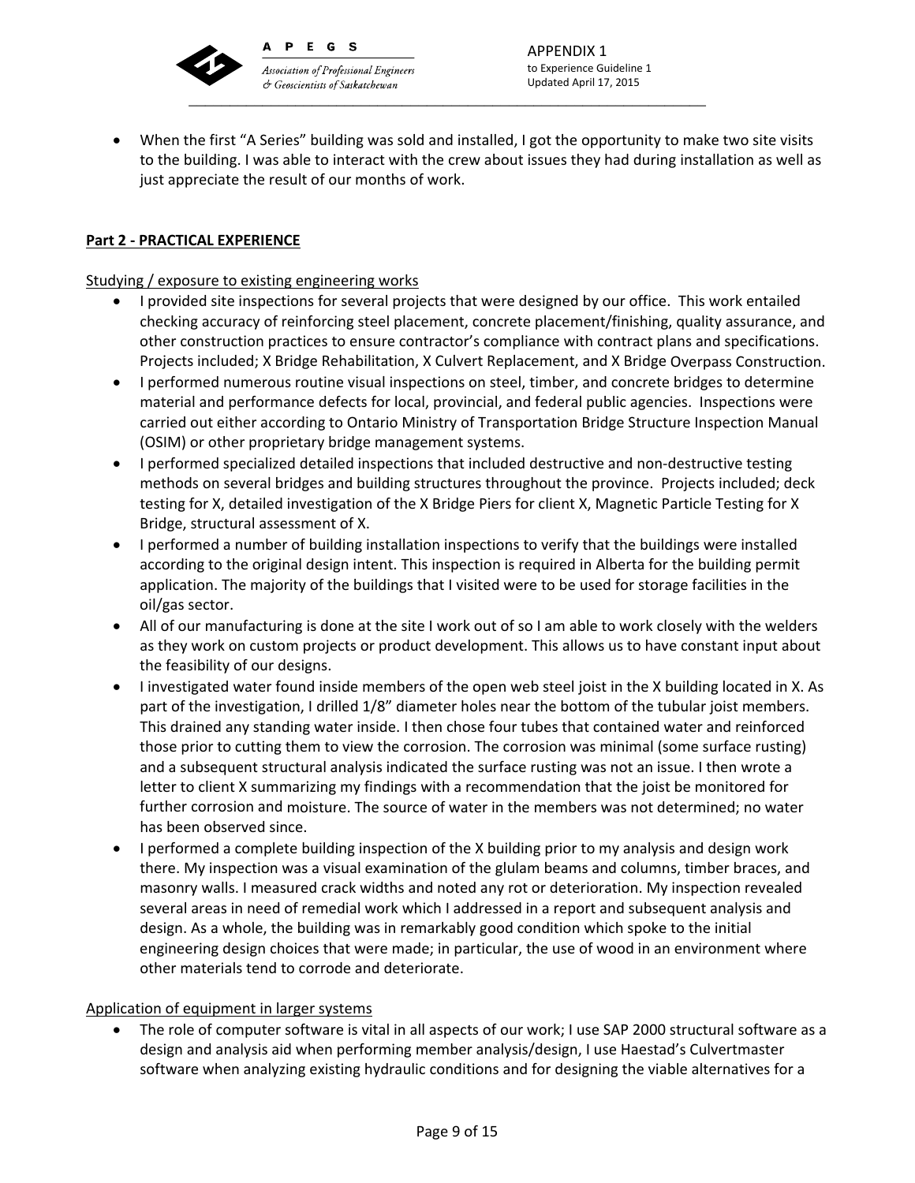- When the first "A Series" building was sold and installed, I got the opportunity to make two site visits to the building. I was able to interact with the crew about issues they had during installation as well as just appreciate the result of our months of work.

**Part 2 - PRACTICAL EXPERIENCE**

Studying / exposure to existing engineering works

- I provided site inspections for several projects that were designed by our office. This work entailed checking accuracy of reinforcing steel placement, concrete placement/finishing, quality assurance, and other construction practices to ensure contractor's compliance with contract plans and specifications. Projects included; X Bridge Rehabilitation, X Culvert Replacement, and X Bridge Overpass Construction.
- I performed numerous routine visual inspections on steel, timber, and concrete bridges to determine material and performance defects for local, provincial, and federal public agencies. Inspections were carried out either according to Ontario Ministry of Transportation Bridge Structure Inspection Manual (OSIM) or other proprietary bridge management systems.
- I performed specialized detailed inspections that included destructive and non-destructive testing methods on several bridges and building structures throughout the province. Projects included; deck testing for X, detailed investigation of the X Bridge Piers for client X, Magnetic Particle Testing for X Bridge, structural assessment of X.
- I performed a number of building installation inspections to verify that the buildings were installed according to the original design intent. This inspection is required in Alberta for the building permit application. The majority of the buildings that I visited were to be used for storage facilities in the oil/gas sector.
- All of our manufacturing is done at the site I work out of so I am able to work closely with the welders as they work on custom projects or product development. This allows us to have constant input about the feasibility of our designs.
- I investigated water found inside members of the open web steel joist in the X building located in X. As part of the investigation, I drilled 1/8" diameter holes near the bottom of the tubular joist members. This drained any standing water inside. I then chose four tubes that contained water and reinforced those prior to cutting them to view the corrosion. The corrosion was minimal (some surface rusting) and a subsequent structural analysis indicated the surface rusting was not an issue. I then wrote a letter to client X summarizing my findings with a recommendation that the joist be monitored for further corrosion and moisture. The source of water in the members was not determined; no water has been observed since.
- I performed a complete building inspection of the X building prior to my analysis and design work there. My inspection was a visual examination of the glulam beams and columns, timber braces, and masonry walls. I measured crack widths and noted any rot or deterioration. My inspection revealed several areas in need of remedial work which I addressed in a report and subsequent analysis and design. As a whole, the building was in remarkably good condition which spoke to the initial engineering design choices that were made; in particular, the use of wood in an environment where other materials tend to corrode and deteriorate.

Application of equipment in larger systems

- The role of computer software is vital in all aspects of our work; I use SAP 2000 structural software as a design and analysis aid when performing member analysis/design, I use Haestad's Culvertmaster software when analyzing existing hydraulic conditions and for designing the viable alternatives for a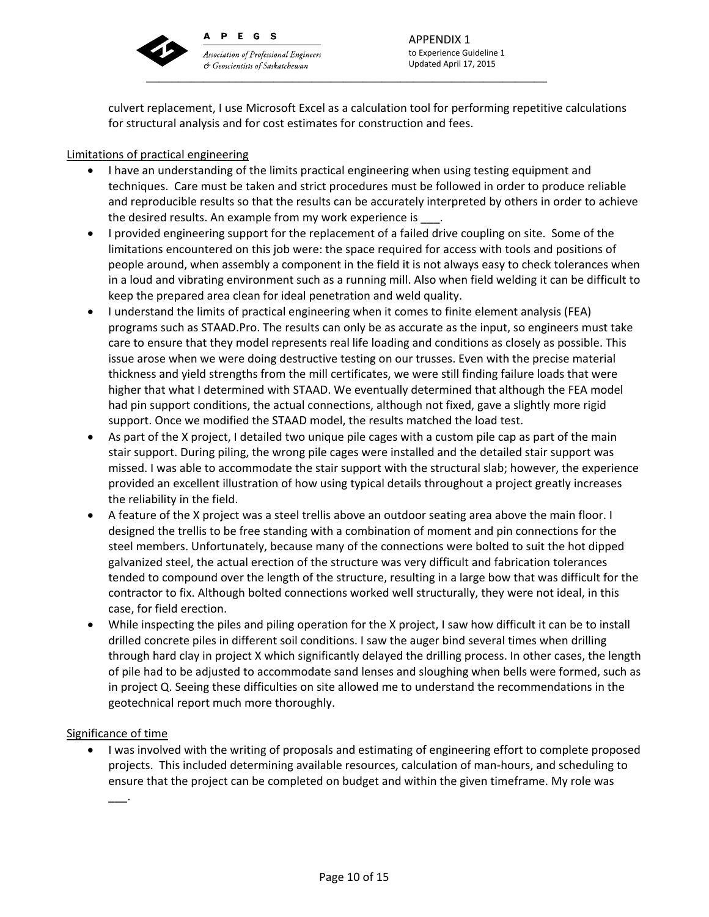culvert replacement, I use Microsoft Excel as a calculation tool for performing repetitive calculations for structural analysis and for cost estimates for construction and fees.

Limitations of practical engineering

- I have an understanding of the limits practical engineering when using testing equipment and techniques. Care must be taken and strict procedures must be followed in order to produce reliable and reproducible results so that the results can be accurately interpreted by others in order to achieve the desired results. An example from my work experience is ___.
- I provided engineering support for the replacement of a failed drive coupling on site. Some of the limitations encountered on this job were: the space required for access with tools and positions of people around, when assembly a component in the field it is not always easy to check tolerances when in a loud and vibrating environment such as a running mill. Also when field welding it can be difficult to keep the prepared area clean for ideal penetration and weld quality.
- I understand the limits of practical engineering when it comes to finite element analysis (FEA) programs such as STAAD.Pro. The results can only be as accurate as the input, so engineers must take care to ensure that they model represents real life loading and conditions as closely as possible. This issue arose when we were doing destructive testing on our trusses. Even with the precise material thickness and yield strengths from the mill certificates, we were still finding failure loads that were higher that what I determined with STAAD. We eventually determined that although the FEA model had pin support conditions, the actual connections, although not fixed, gave a slightly more rigid support. Once we modified the STAAD model, the results matched the load test.
- As part of the X project, I detailed two unique pile cages with a custom pile cap as part of the main stair support. During piling, the wrong pile cages were installed and the detailed stair support was missed. I was able to accommodate the stair support with the structural slab; however, the experience provided an excellent illustration of how using typical details throughout a project greatly increases the reliability in the field.
- A feature of the X project was a steel trellis above an outdoor seating area above the main floor. I designed the trellis to be free standing with a combination of moment and pin connections for the steel members. Unfortunately, because many of the connections were bolted to suit the hot dipped galvanized steel, the actual erection of the structure was very difficult and fabrication tolerances tended to compound over the length of the structure, resulting in a large bow that was difficult for the contractor to fix. Although bolted connections worked well structurally, they were not ideal, in this case, for field erection.
- While inspecting the piles and piling operation for the X project, I saw how difficult it can be to install drilled concrete piles in different soil conditions. I saw the auger bind several times when drilling through hard clay in project X which significantly delayed the drilling process. In other cases, the length of pile had to be adjusted to accommodate sand lenses and sloughing when bells were formed, such as in project Q. Seeing these difficulties on site allowed me to understand the recommendations in the geotechnical report much more thoroughly.

Significance of time

- I was involved with the writing of proposals and estimating of engineering effort to complete proposed projects. This included determining available resources, calculation of man-hours, and scheduling to ensure that the project can be completed on budget and within the given timeframe. My role was ___.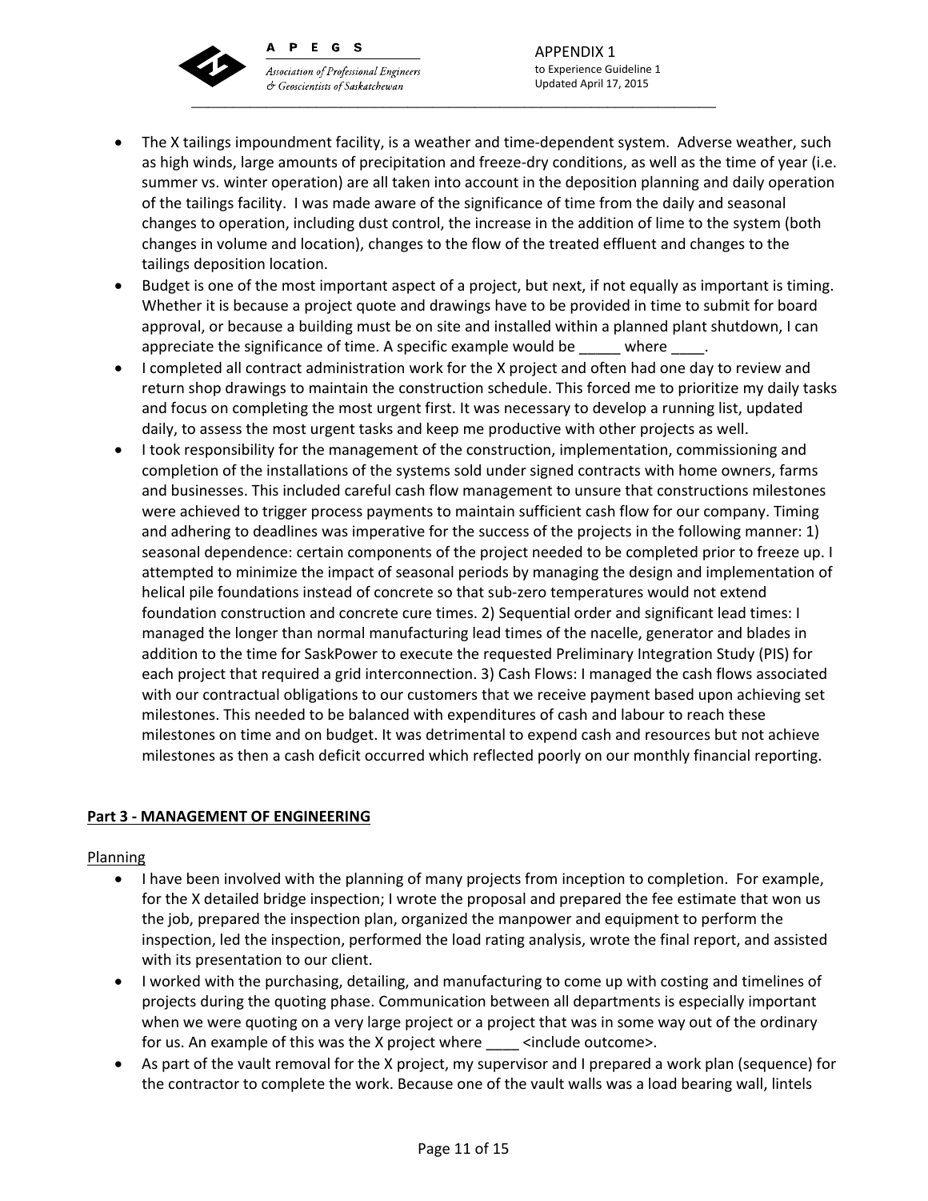- The X tailings impoundment facility, is a weather and time-dependent system. Adverse weather, such as high winds, large amounts of precipitation and freeze-dry conditions, as well as the time of year (i.e. summer vs. winter operation) are all taken into account in the deposition planning and daily operation of the tailings facility. I was made aware of the significance of time from the daily and seasonal changes to operation, including dust control, the increase in the addition of lime to the system (both changes in volume and location), changes to the flow of the treated effluent and changes to the tailings deposition location.
- Budget is one of the most important aspect of a project, but next, if not equally as important is timing. Whether it is because a project quote and drawings have to be provided in time to submit for board approval, or because a building must be on site and installed within a planned plant shutdown, I can appreciate the significance of time. A specific example would be _____ where ____.
- I completed all contract administration work for the X project and often had one day to review and return shop drawings to maintain the construction schedule. This forced me to prioritize my daily tasks and focus on completing the most urgent first. It was necessary to develop a running list, updated daily, to assess the most urgent tasks and keep me productive with other projects as well.
- I took responsibility for the management of the construction, implementation, commissioning and completion of the installations of the systems sold under signed contracts with home owners, farms and businesses. This included careful cash flow management to unsure that constructions milestones were achieved to trigger process payments to maintain sufficient cash flow for our company. Timing and adhering to deadlines was imperative for the success of the projects in the following manner: 1) seasonal dependence: certain components of the project needed to be completed prior to freeze up. I attempted to minimize the impact of seasonal periods by managing the design and implementation of helical pile foundations instead of concrete so that sub-zero temperatures would not extend foundation construction and concrete cure times. 2) Sequential order and significant lead times: I managed the longer than normal manufacturing lead times of the nacelle, generator and blades in addition to the time for SaskPower to execute the requested Preliminary Integration Study (PIS) for each project that required a grid interconnection. 3) Cash Flows: I managed the cash flows associated with our contractual obligations to our customers that we receive payment based upon achieving set milestones. This needed to be balanced with expenditures of cash and labour to reach these milestones on time and on budget. It was detrimental to expend cash and resources but not achieve milestones as then a cash deficit occurred which reflected poorly on our monthly financial reporting.

## Part 3 - MANAGEMENT OF ENGINEERING

### Planning

- I have been involved with the planning of many projects from inception to completion. For example, for the X detailed bridge inspection; I wrote the proposal and prepared the fee estimate that won us the job, prepared the inspection plan, organized the manpower and equipment to perform the inspection, led the inspection, performed the load rating analysis, wrote the final report, and assisted with its presentation to our client.
- I worked with the purchasing, detailing, and manufacturing to come up with costing and timelines of projects during the quoting phase. Communication between all departments is especially important when we were quoting on a very large project or a project that was in some way out of the ordinary for us. An example of this was the X project where ____ <include outcome>.
- As part of the vault removal for the X project, my supervisor and I prepared a work plan (sequence) for the contractor to complete the work. Because one of the vault walls was a load bearing wall, lintels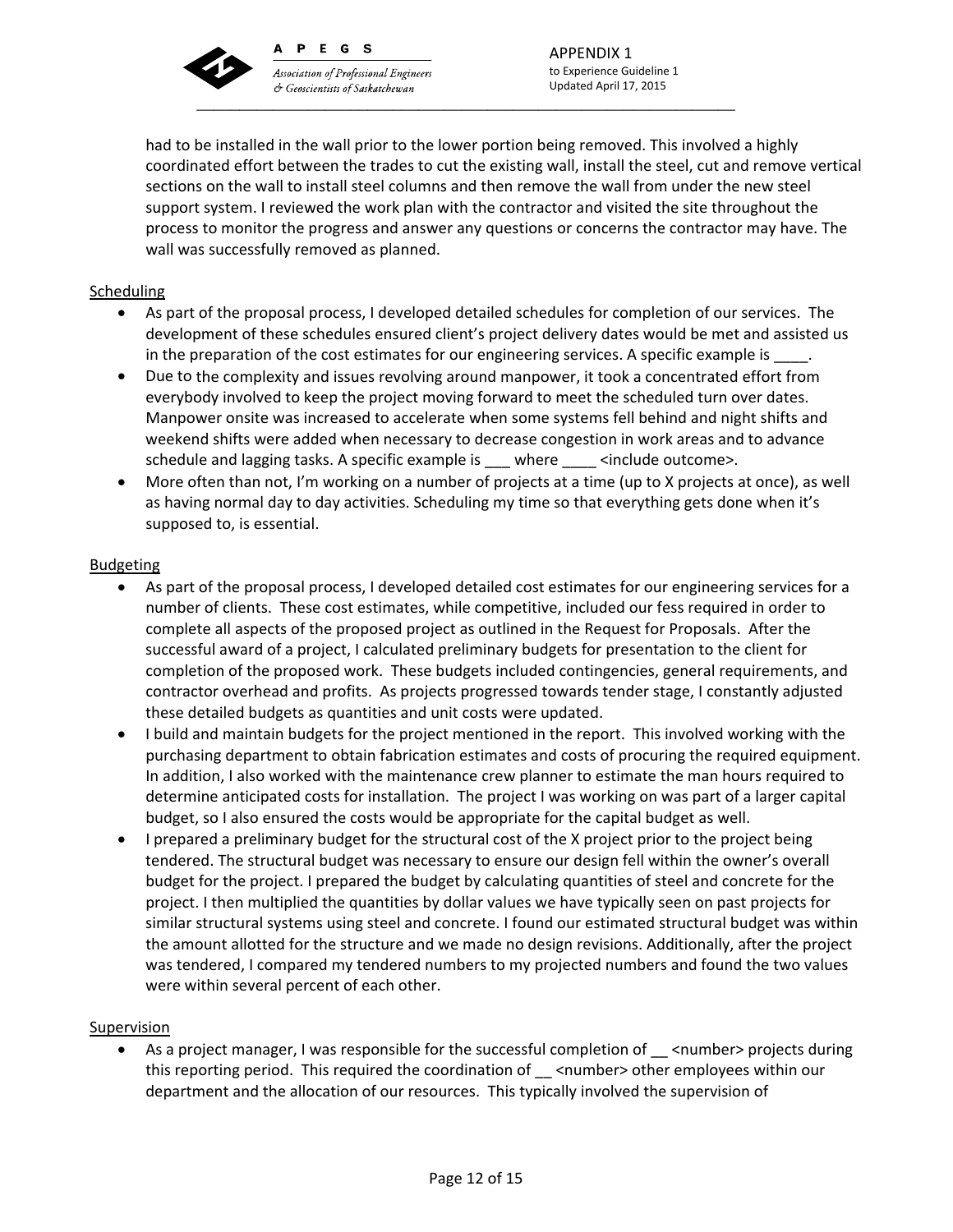had to be installed in the wall prior to the lower portion being removed. This involved a highly coordinated effort between the trades to cut the existing wall, install the steel, cut and remove vertical sections on the wall to install steel columns and then remove the wall from under the new steel support system. I reviewed the work plan with the contractor and visited the site throughout the process to monitor the progress and answer any questions or concerns the contractor may have. The wall was successfully removed as planned.

Scheduling

- As part of the proposal process, I developed detailed schedules for completion of our services. The development of these schedules ensured client's project delivery dates would be met and assisted us in the preparation of the cost estimates for our engineering services. A specific example is ____.
- Due to the complexity and issues revolving around manpower, it took a concentrated effort from everybody involved to keep the project moving forward to meet the scheduled turn over dates. Manpower onsite was increased to accelerate when some systems fell behind and night shifts and weekend shifts were added when necessary to decrease congestion in work areas and to advance schedule and lagging tasks. A specific example is ___ where ____ <include outcome>.
- More often than not, I'm working on a number of projects at a time (up to X projects at once), as well as having normal day to day activities. Scheduling my time so that everything gets done when it's supposed to, is essential.

Budgeting

- As part of the proposal process, I developed detailed cost estimates for our engineering services for a number of clients. These cost estimates, while competitive, included our fess required in order to complete all aspects of the proposed project as outlined in the Request for Proposals. After the successful award of a project, I calculated preliminary budgets for presentation to the client for completion of the proposed work. These budgets included contingencies, general requirements, and contractor overhead and profits. As projects progressed towards tender stage, I constantly adjusted these detailed budgets as quantities and unit costs were updated.
- I build and maintain budgets for the project mentioned in the report. This involved working with the purchasing department to obtain fabrication estimates and costs of procuring the required equipment. In addition, I also worked with the maintenance crew planner to estimate the man hours required to determine anticipated costs for installation. The project I was working on was part of a larger capital budget, so I also ensured the costs would be appropriate for the capital budget as well.
- I prepared a preliminary budget for the structural cost of the X project prior to the project being tendered. The structural budget was necessary to ensure our design fell within the owner's overall budget for the project. I prepared the budget by calculating quantities of steel and concrete for the project. I then multiplied the quantities by dollar values we have typically seen on past projects for similar structural systems using steel and concrete. I found our estimated structural budget was within the amount allotted for the structure and we made no design revisions. Additionally, after the project was tendered, I compared my tendered numbers to my projected numbers and found the two values were within several percent of each other.

Supervision

- As a project manager, I was responsible for the successful completion of __ <number> projects during this reporting period. This required the coordination of __ <number> other employees within our department and the allocation of our resources. This typically involved the supervision of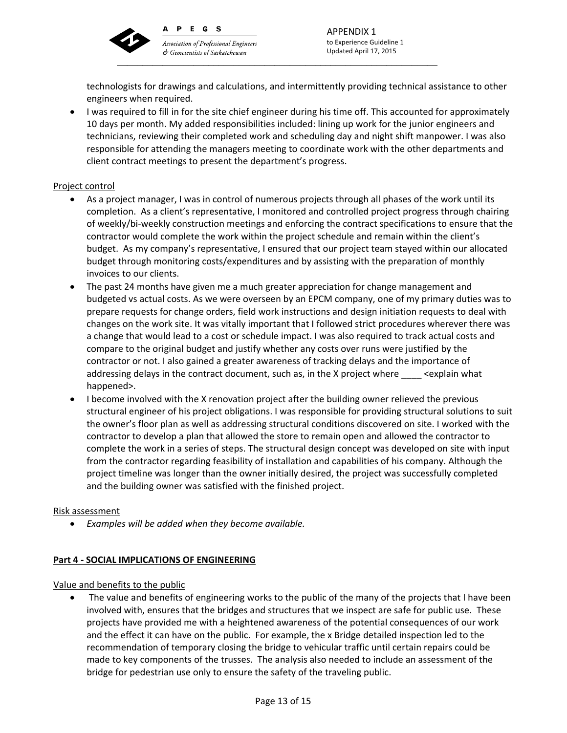technologists for drawings and calculations, and intermittently providing technical assistance to other engineers when required.

- I was required to fill in for the site chief engineer during his time off. This accounted for approximately 10 days per month. My added responsibilities included: lining up work for the junior engineers and technicians, reviewing their completed work and scheduling day and night shift manpower. I was also responsible for attending the managers meeting to coordinate work with the other departments and client contract meetings to present the department's progress.

Project control

- As a project manager, I was in control of numerous projects through all phases of the work until its completion. As a client's representative, I monitored and controlled project progress through chairing of weekly/bi-weekly construction meetings and enforcing the contract specifications to ensure that the contractor would complete the work within the project schedule and remain within the client's budget. As my company's representative, I ensured that our project team stayed within our allocated budget through monitoring costs/expenditures and by assisting with the preparation of monthly invoices to our clients.
- The past 24 months have given me a much greater appreciation for change management and budgeted vs actual costs. As we were overseen by an EPCM company, one of my primary duties was to prepare requests for change orders, field work instructions and design initiation requests to deal with changes on the work site. It was vitally important that I followed strict procedures wherever there was a change that would lead to a cost or schedule impact. I was also required to track actual costs and compare to the original budget and justify whether any costs over runs were justified by the contractor or not. I also gained a greater awareness of tracking delays and the importance of addressing delays in the contract document, such as, in the X project where ____ <explain what happened>.
- I become involved with the X renovation project after the building owner relieved the previous structural engineer of his project obligations. I was responsible for providing structural solutions to suit the owner's floor plan as well as addressing structural conditions discovered on site. I worked with the contractor to develop a plan that allowed the store to remain open and allowed the contractor to complete the work in a series of steps. The structural design concept was developed on site with input from the contractor regarding feasibility of installation and capabilities of his company. Although the project timeline was longer than the owner initially desired, the project was successfully completed and the building owner was satisfied with the finished project.

Risk assessment

- *Examples will be added when they become available.*

**Part 4 - SOCIAL IMPLICATIONS OF ENGINEERING**

Value and benefits to the public

- The value and benefits of engineering works to the public of the many of the projects that I have been involved with, ensures that the bridges and structures that we inspect are safe for public use. These projects have provided me with a heightened awareness of the potential consequences of our work and the effect it can have on the public. For example, the x Bridge detailed inspection led to the recommendation of temporary closing the bridge to vehicular traffic until certain repairs could be made to key components of the trusses. The analysis also needed to include an assessment of the bridge for pedestrian use only to ensure the safety of the traveling public.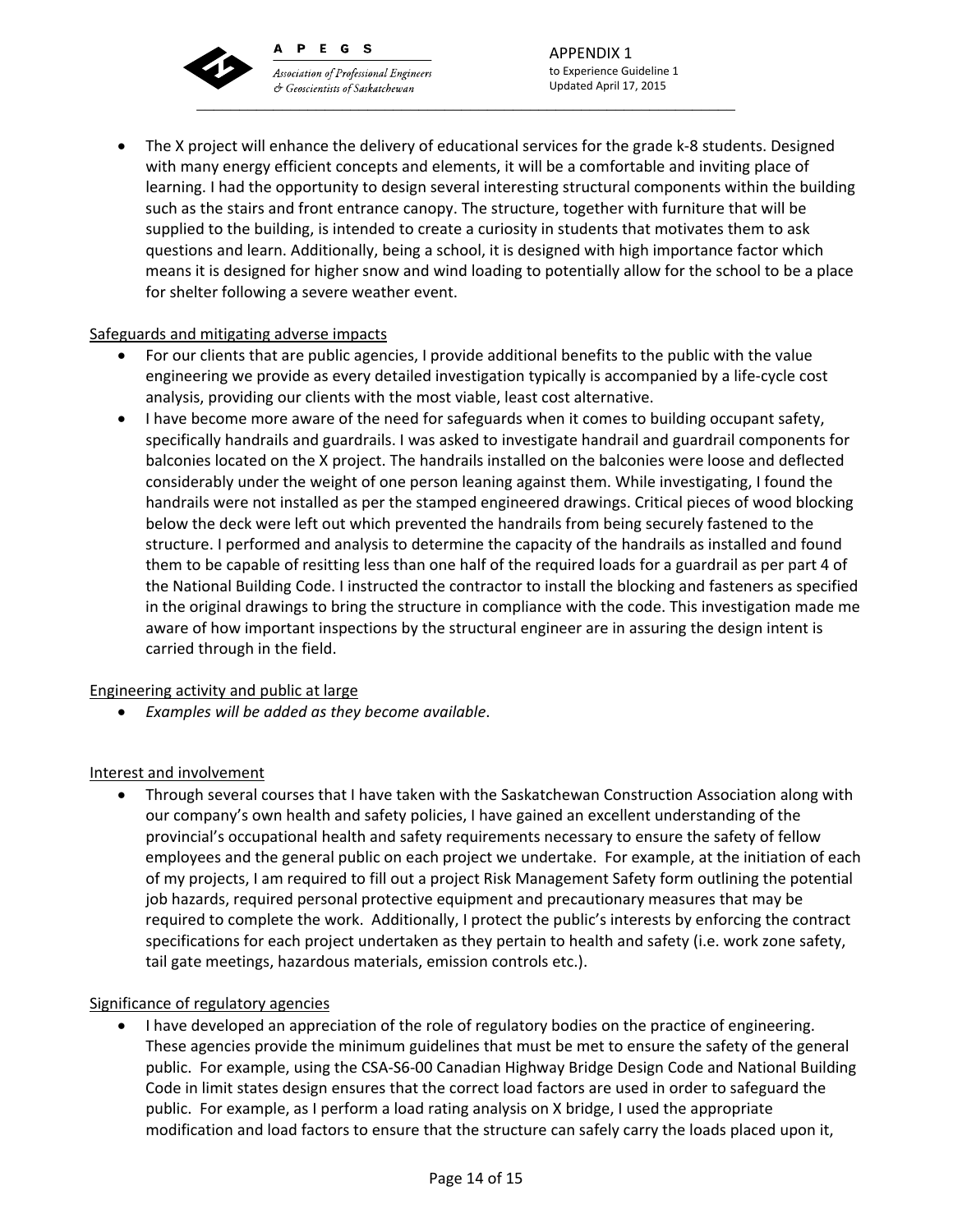- The X project will enhance the delivery of educational services for the grade k-8 students. Designed with many energy efficient concepts and elements, it will be a comfortable and inviting place of learning. I had the opportunity to design several interesting structural components within the building such as the stairs and front entrance canopy. The structure, together with furniture that will be supplied to the building, is intended to create a curiosity in students that motivates them to ask questions and learn. Additionally, being a school, it is designed with high importance factor which means it is designed for higher snow and wind loading to potentially allow for the school to be a place for shelter following a severe weather event.

<u>Safeguards and mitigating adverse impacts</u>

- For our clients that are public agencies, I provide additional benefits to the public with the value engineering we provide as every detailed investigation typically is accompanied by a life-cycle cost analysis, providing our clients with the most viable, least cost alternative.
- I have become more aware of the need for safeguards when it comes to building occupant safety, specifically handrails and guardrails. I was asked to investigate handrail and guardrail components for balconies located on the X project. The handrails installed on the balconies were loose and deflected considerably under the weight of one person leaning against them. While investigating, I found the handrails were not installed as per the stamped engineered drawings. Critical pieces of wood blocking below the deck were left out which prevented the handrails from being securely fastened to the structure. I performed and analysis to determine the capacity of the handrails as installed and found them to be capable of resitting less than one half of the required loads for a guardrail as per part 4 of the National Building Code. I instructed the contractor to install the blocking and fasteners as specified in the original drawings to bring the structure in compliance with the code. This investigation made me aware of how important inspections by the structural engineer are in assuring the design intent is carried through in the field.

<u>Engineering activity and public at large</u>

- *Examples will be added as they become available*.

<u>Interest and involvement</u>

- Through several courses that I have taken with the Saskatchewan Construction Association along with our company's own health and safety policies, I have gained an excellent understanding of the provincial's occupational health and safety requirements necessary to ensure the safety of fellow employees and the general public on each project we undertake. For example, at the initiation of each of my projects, I am required to fill out a project Risk Management Safety form outlining the potential job hazards, required personal protective equipment and precautionary measures that may be required to complete the work. Additionally, I protect the public's interests by enforcing the contract specifications for each project undertaken as they pertain to health and safety (i.e. work zone safety, tail gate meetings, hazardous materials, emission controls etc.).

<u>Significance of regulatory agencies</u>

- I have developed an appreciation of the role of regulatory bodies on the practice of engineering. These agencies provide the minimum guidelines that must be met to ensure the safety of the general public. For example, using the CSA-S6-00 Canadian Highway Bridge Design Code and National Building Code in limit states design ensures that the correct load factors are used in order to safeguard the public. For example, as I perform a load rating analysis on X bridge, I used the appropriate modification and load factors to ensure that the structure can safely carry the loads placed upon it,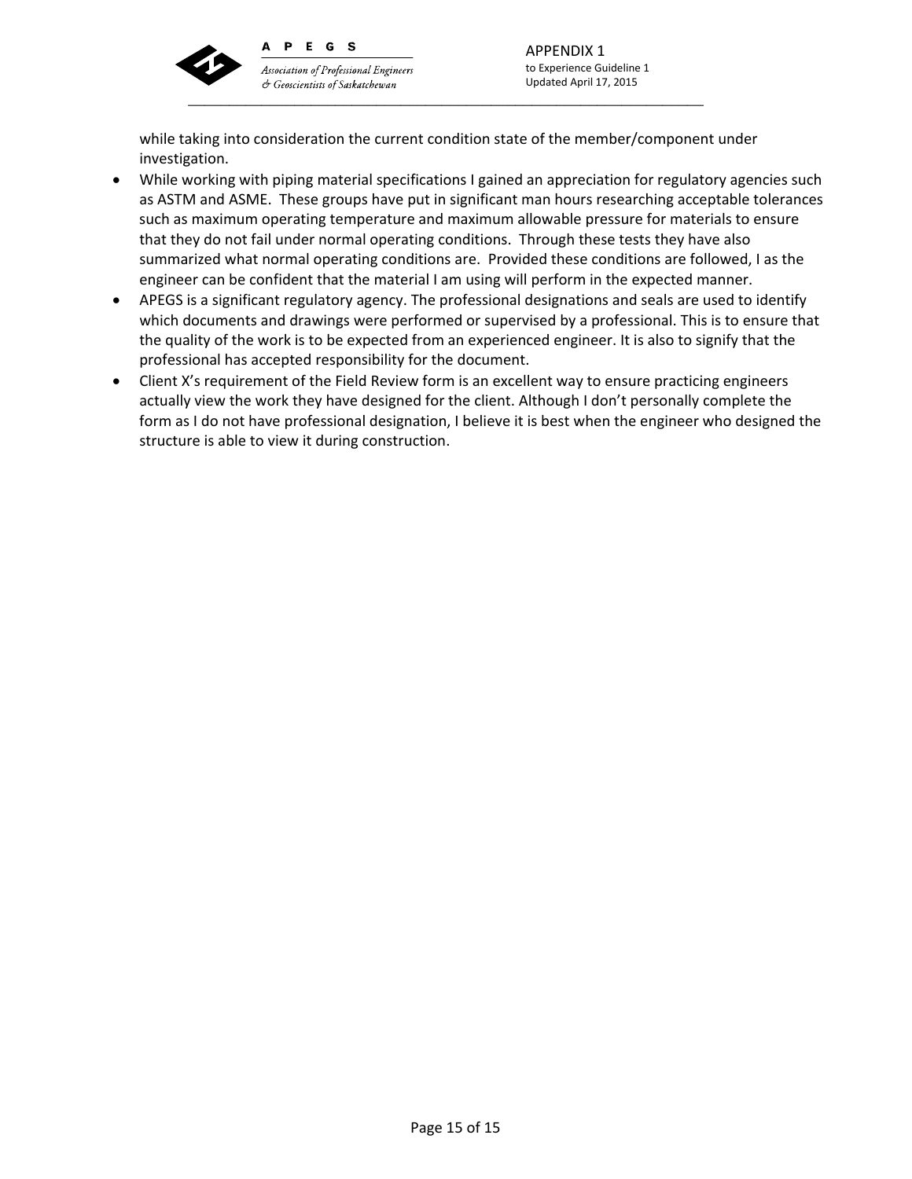while taking into consideration the current condition state of the member/component under investigation.

- While working with piping material specifications I gained an appreciation for regulatory agencies such as ASTM and ASME. These groups have put in significant man hours researching acceptable tolerances such as maximum operating temperature and maximum allowable pressure for materials to ensure that they do not fail under normal operating conditions. Through these tests they have also summarized what normal operating conditions are. Provided these conditions are followed, I as the engineer can be confident that the material I am using will perform in the expected manner.
- APEGS is a significant regulatory agency. The professional designations and seals are used to identify which documents and drawings were performed or supervised by a professional. This is to ensure that the quality of the work is to be expected from an experienced engineer. It is also to signify that the professional has accepted responsibility for the document.
- Client X's requirement of the Field Review form is an excellent way to ensure practicing engineers actually view the work they have designed for the client. Although I don't personally complete the form as I do not have professional designation, I believe it is best when the engineer who designed the structure is able to view it during construction.